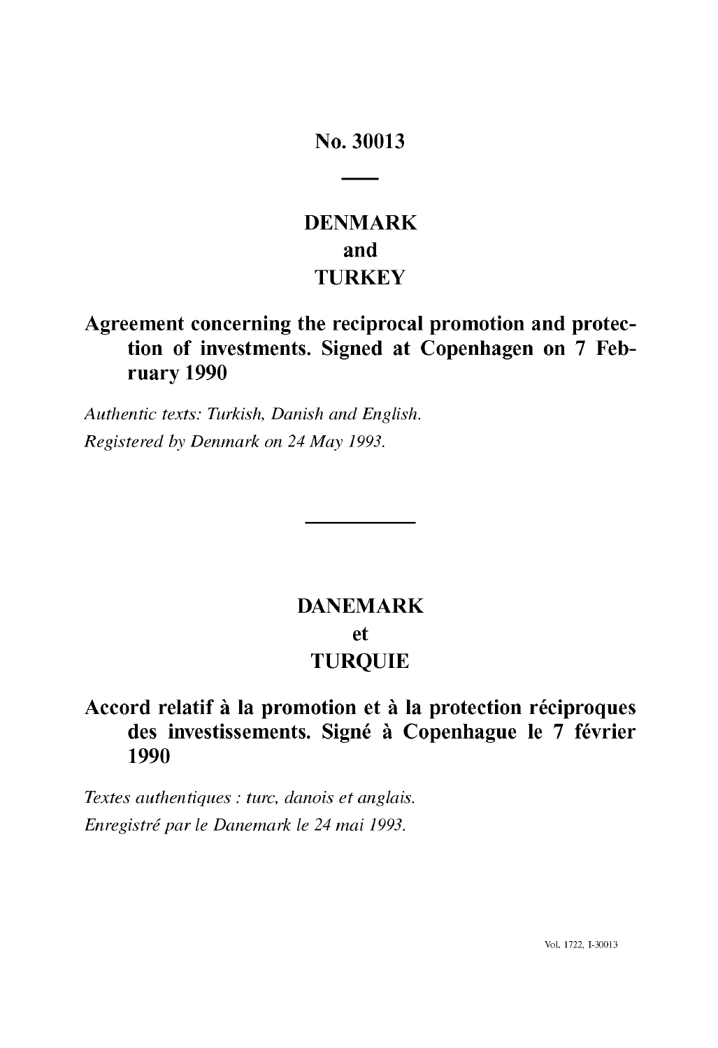# No. 30013

## DENMARK
## and
## TURKEY

## Agreement concerning the reciprocal promotion and protection of investments. Signed at Copenhagen on 7 February 1990

*Authentic texts: Turkish, Danish and English.*
*Registered by Denmark on 24 May 1993.*

---

## DANEMARK
## et
## TURQUIE

## Accord relatif à la promotion et à la protection réciproques des investissements. Signé à Copenhague le 7 février 1990

*Textes authentiques : turc, danois et anglais.*
*Enregistré par le Danemark le 24 mai 1993.*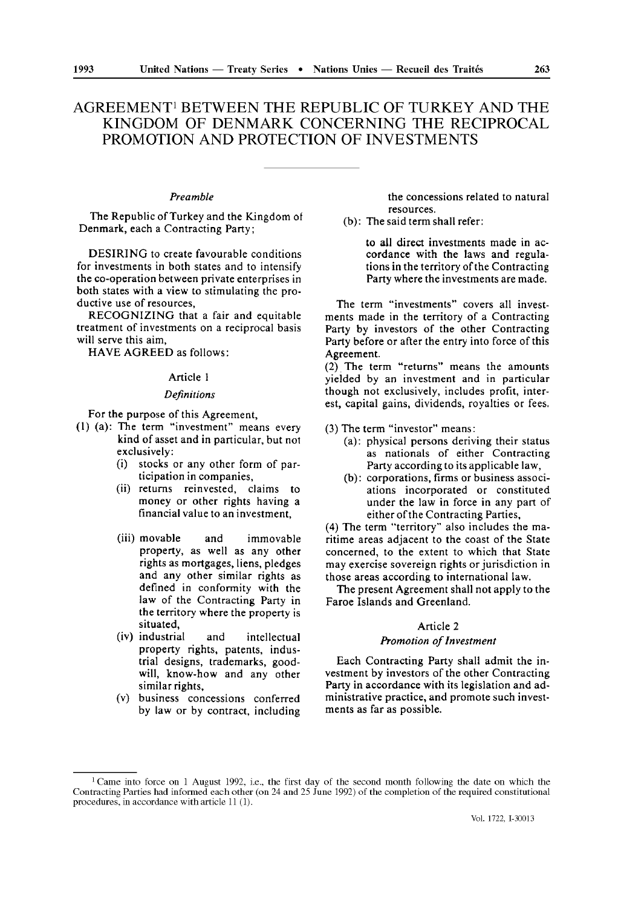# AGREEMENT[1] BETWEEN THE REPUBLIC OF TURKEY AND THE KINGDOM OF DENMARK CONCERNING THE RECIPROCAL PROMOTION AND PROTECTION OF INVESTMENTS

*Preamble*

The Republic of Turkey and the Kingdom of Denmark, each a Contracting Party;

DESIRING to create favourable conditions for investments in both states and to intensify the co-operation between private enterprises in both states with a view to stimulating the productive use of resources,

RECOGNIZING that a fair and equitable treatment of investments on a reciprocal basis will serve this aim,

HAVE AGREED as follows:

Article 1

*Definitions*

For the purpose of this Agreement,

(1) (a): The term "investment" means every kind of asset and in particular, but not exclusively:

- (i) stocks or any other form of participation in companies,
- (ii) returns reinvested, claims to money or other rights having a financial value to an investment,
- (iii) movable and immovable property, as well as any other rights as mortgages, liens, pledges and any other similar rights as defined in conformity with the law of the Contracting Party in the territory where the property is situated,
- (iv) industrial and intellectual property rights, patents, industrial designs, trademarks, goodwill, know-how and any other similar rights,
- (v) business concessions conferred by law or by contract, including the concessions related to natural resources.

(b): The said term shall refer:

to all direct investments made in accordance with the laws and regulations in the territory of the Contracting Party where the investments are made.

The term "investments" covers all investments made in the territory of a Contracting Party by investors of the other Contracting Party before or after the entry into force of this Agreement.

(2) The term "returns" means the amounts yielded by an investment and in particular though not exclusively, includes profit, interest, capital gains, dividends, royalties or fees.

(3) The term "investor" means:

- (a): physical persons deriving their status as nationals of either Contracting Party according to its applicable law,
- (b): corporations, firms or business associations incorporated or constituted under the law in force in any part of either of the Contracting Parties,

(4) The term "territory" also includes the maritime areas adjacent to the coast of the State concerned, to the extent to which that State may exercise sovereign rights or jurisdiction in those areas according to international law.

The present Agreement shall not apply to the Faroe Islands and Greenland.

Article 2

*Promotion of Investment*

Each Contracting Party shall admit the investment by investors of the other Contracting Party in accordance with its legislation and administrative practice, and promote such investments as far as possible.

[1] Came into force on 1 August 1992, i.e., the first day of the second month following the date on which the Contracting Parties had informed each other (on 24 and 25 June 1992) of the completion of the required constitutional procedures, in accordance with article 11 (1).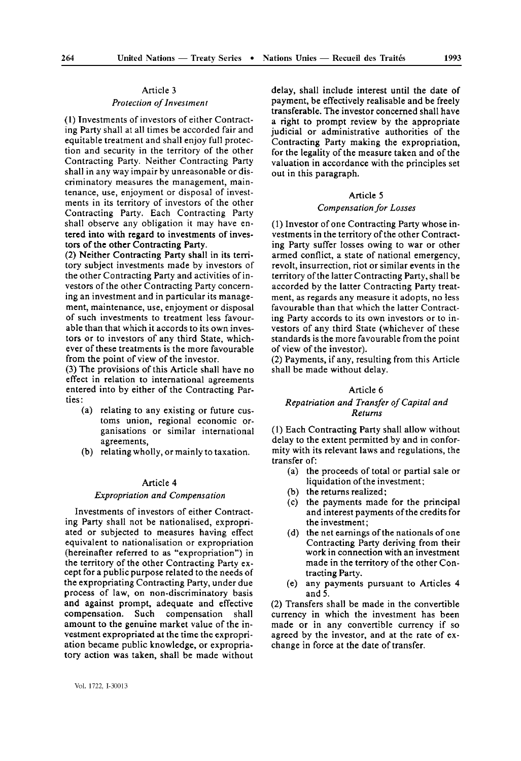## Article 3

### *Protection of Investment*

(1) Investments of investors of either Contracting Party shall at all times be accorded fair and equitable treatment and shall enjoy full protection and security in the territory of the other Contracting Party. Neither Contracting Party shall in any way impair by unreasonable or discriminatory measures the management, maintenance, use, enjoyment or disposal of investments in its territory of investors of the other Contracting Party. Each Contracting Party shall observe any obligation it may have entered into with regard to investments of investors of the other Contracting Party.

(2) Neither Contracting Party shall in its territory subject investments made by investors of the other Contracting Party and activities of investors of the other Contracting Party concerning an investment and in particular its management, maintenance, use, enjoyment or disposal of such investments to treatment less favourable than that which it accords to its own investors or to investors of any third State, whichever of these treatments is the more favourable from the point of view of the investor.

(3) The provisions of this Article shall have no effect in relation to international agreements entered into by either of the Contracting Parties:

- (a) relating to any existing or future customs union, regional economic organisations or similar international agreements,
- (b) relating wholly, or mainly to taxation.

## Article 4

### *Expropriation and Compensation*

Investments of investors of either Contracting Party shall not be nationalised, expropriated or subjected to measures having effect equivalent to nationalisation or expropriation (hereinafter referred to as "expropriation") in the territory of the other Contracting Party except for a public purpose related to the needs of the expropriating Contracting Party, under due process of law, on non-discriminatory basis and against prompt, adequate and effective compensation. Such compensation shall amount to the genuine market value of the investment expropriated at the time the expropriation became public knowledge, or expropriatory action was taken, shall be made without delay, shall include interest until the date of payment, be effectively realisable and be freely transferable. The investor concerned shall have a right to prompt review by the appropriate judicial or administrative authorities of the Contracting Party making the expropriation, for the legality of the measure taken and of the valuation in accordance with the principles set out in this paragraph.

## Article 5

### *Compensation for Losses*

(1) Investor of one Contracting Party whose investments in the territory of the other Contracting Party suffer losses owing to war or other armed conflict, a state of national emergency, revolt, insurrection, riot or similar events in the territory of the latter Contracting Party, shall be accorded by the latter Contracting Party treatment, as regards any measure it adopts, no less favourable than that which the latter Contracting Party accords to its own investors or to investors of any third State (whichever of these standards is the more favourable from the point of view of the investor).

(2) Payments, if any, resulting from this Article shall be made without delay.

## Article 6

### *Repatriation and Transfer of Capital and Returns*

(1) Each Contracting Party shall allow without delay to the extent permitted by and in conformity with its relevant laws and regulations, the transfer of:

- (a) the proceeds of total or partial sale or liquidation of the investment;
- (b) the returns realized;
- (c) the payments made for the principal and interest payments of the credits for the investment;
- (d) the net earnings of the nationals of one Contracting Party deriving from their work in connection with an investment made in the territory of the other Contracting Party.
- (e) any payments pursuant to Articles 4 and 5.

(2) Transfers shall be made in the convertible currency in which the investment has been made or in any convertible currency if so agreed by the investor, and at the rate of exchange in force at the date of transfer.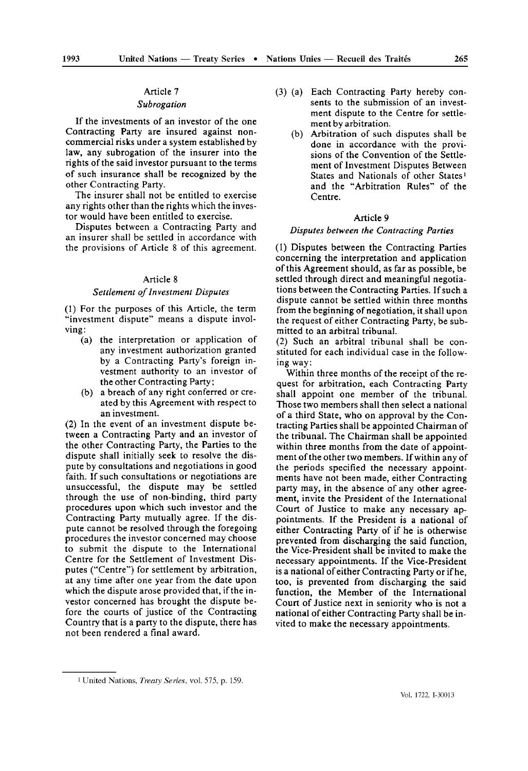## Article 7

### *Subrogation*

If the investments of an investor of the one Contracting Party are insured against non-commercial risks under a system established by law, any subrogation of the insurer into the rights of the said investor pursuant to the terms of such insurance shall be recognized by the other Contracting Party.

The insurer shall not be entitled to exercise any rights other than the rights which the investor would have been entitled to exercise.

Disputes between a Contracting Party and an insurer shall be settled in accordance with the provisions of Article 8 of this agreement.

## Article 8

### *Settlement of Investment Disputes*

(1) For the purposes of this Article, the term "investment dispute" means a dispute involving:

- (a) the interpretation or application of any investment authorization granted by a Contracting Party's foreign investment authority to an investor of the other Contracting Party;
- (b) a breach of any right conferred or created by this Agreement with respect to an investment.

(2) In the event of an investment dispute between a Contracting Party and an investor of the other Contracting Party, the Parties to the dispute shall initially seek to resolve the dispute by consultations and negotiations in good faith. If such consultations or negotiations are unsuccessful, the dispute may be settled through the use of non-binding, third party procedures upon which such investor and the Contracting Party mutually agree. If the dispute cannot be resolved through the foregoing procedures the investor concerned may choose to submit the dispute to the International Centre for the Settlement of Investment Disputes ("Centre") for settlement by arbitration, at any time after one year from the date upon which the dispute arose provided that, if the investor concerned has brought the dispute before the courts of justice of the Contracting Country that is a party to the dispute, there has not been rendered a final award.

(3) (a) Each Contracting Party hereby consents to the submission of an investment dispute to the Centre for settlement by arbitration.

(b) Arbitration of such disputes shall be done in accordance with the provisions of the Convention of the Settlement of Investment Disputes Between States and Nationals of other States[1] and the "Arbitration Rules" of the Centre.

## Article 9

### *Disputes between the Contracting Parties*

(1) Disputes between the Contracting Parties concerning the interpretation and application of this Agreement should, as far as possible, be settled through direct and meaningful negotiations between the Contracting Parties. If such a dispute cannot be settled within three months from the beginning of negotiation, it shall upon the request of either Contracting Party, be submitted to an arbitral tribunal.

(2) Such an arbitral tribunal shall be constituted for each individual case in the following way:

Within three months of the receipt of the request for arbitration, each Contracting Party shall appoint one member of the tribunal. Those two members shall then select a national of a third State, who on approval by the Contracting Parties shall be appointed Chairman of the tribunal. The Chairman shall be appointed within three months from the date of appointment of the other two members. If within any of the periods specified the necessary appointments have not been made, either Contracting party may, in the absence of any other agreement, invite the President of the International Court of Justice to make any necessary appointments. If the President is a national of either Contracting Party of if he is otherwise prevented from discharging the said function, the Vice-President shall be invited to make the necessary appointments. If the Vice-President is a national of either Contracting Party or if he, too, is prevented from discharging the said function, the Member of the International Court of Justice next in seniority who is not a national of either Contracting Party shall be invited to make the necessary appointments.

---

[1] United Nations, *Treaty Series*, vol. 575, p. 159.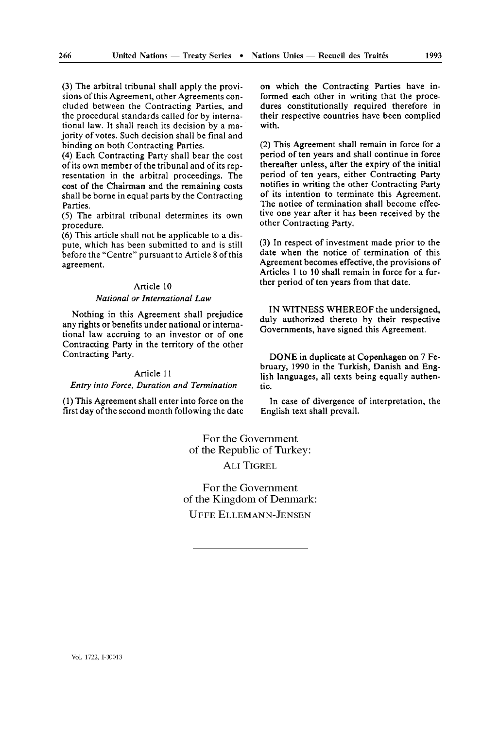(3) The arbitral tribunal shall apply the provisions of this Agreement, other Agreements concluded between the Contracting Parties, and the procedural standards called for by international law. It shall reach its decision by a majority of votes. Such decision shall be final and binding on both Contracting Parties.

(4) Each Contracting Party shall bear the cost of its own member of the tribunal and of its representation in the arbitral proceedings. The cost of the Chairman and the remaining costs shall be borne in equal parts by the Contracting Parties.

(5) The arbitral tribunal determines its own procedure.

(6) This article shall not be applicable to a dispute, which has been submitted to and is still before the "Centre" pursuant to Article 8 of this agreement.

### Article 10

#### *National or International Law*

Nothing in this Agreement shall prejudice any rights or benefits under national or international law accruing to an investor or of one Contracting Party in the territory of the other Contracting Party.

### Article 11

#### *Entry into Force, Duration and Termination*

(1) This Agreement shall enter into force on the first day of the second month following the date on which the Contracting Parties have informed each other in writing that the procedures constitutionally required therefore in their respective countries have been complied with.

(2) This Agreement shall remain in force for a period of ten years and shall continue in force thereafter unless, after the expiry of the initial period of ten years, either Contracting Party notifies in writing the other Contracting Party of its intention to terminate this Agreement. The notice of termination shall become effective one year after it has been received by the other Contracting Party.

(3) In respect of investment made prior to the date when the notice of termination of this Agreement becomes effective, the provisions of Articles 1 to 10 shall remain in force for a further period of ten years from that date.

IN WITNESS WHEREOF the undersigned, duly authorized thereto by their respective Governments, have signed this Agreement.

DONE in duplicate at Copenhagen on 7 February, 1990 in the Turkish, Danish and English languages, all texts being equally authentic.

In case of divergence of interpretation, the English text shall prevail.

For the Government
of the Republic of Turkey:

ALI TIGREL

For the Government
of the Kingdom of Denmark:

UFFE ELLEMANN-JENSEN